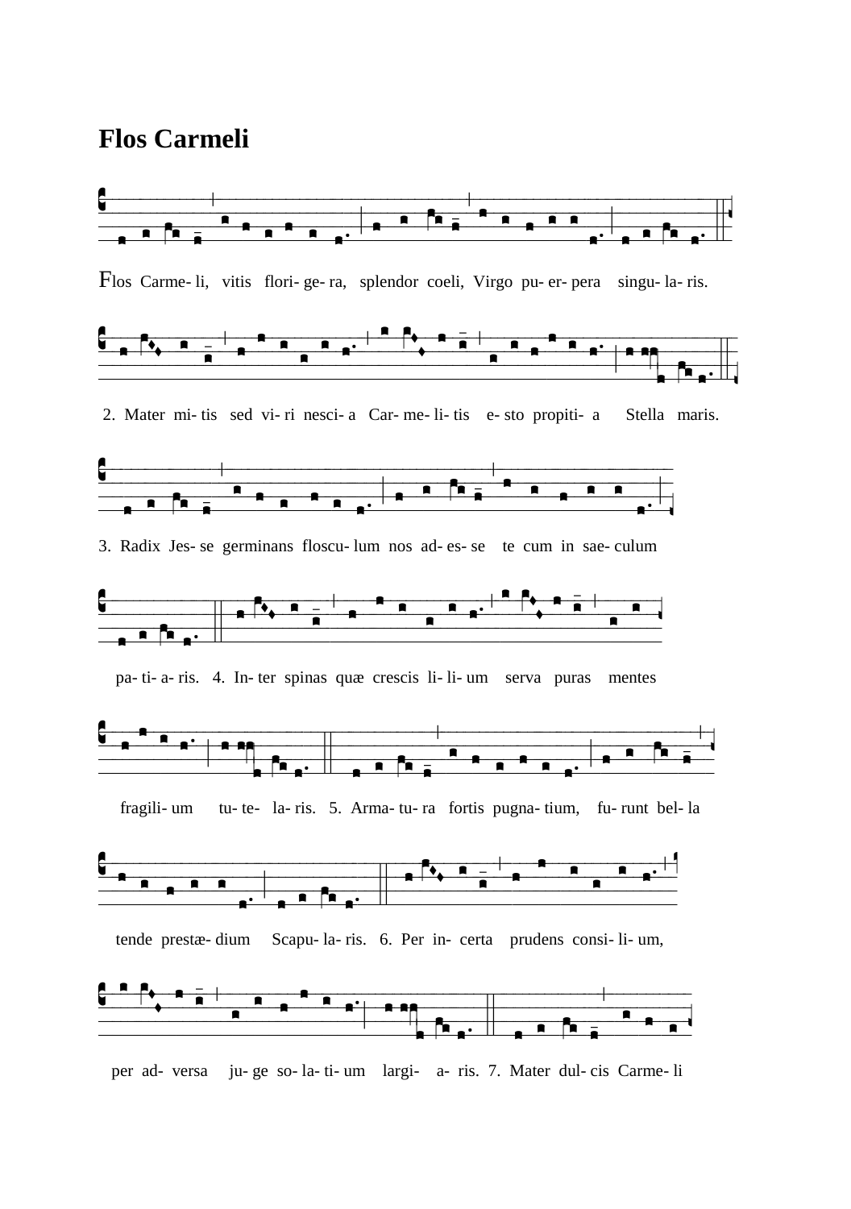# Flos Carmeli

Flos Carme- li, vitis flori- ge- ra, splendor coeli, Virgo pu- er- pera singu- la- ris.

2. Mater mi- tis sed vi- ri nesci- a Car- me- li- tis e- sto propiti- a Stella maris.

3. Radix Jes- se germinans floscu- lum nos ad- es- se te cum in sae- culum

pa- ti- a- ris. 4. In- ter spinas quæ crescis li- li- um serva puras mentes

fragili- um tu- te- la- ris. 5. Arma- tu- ra fortis pugna- tium, fu- runt bel- la

tende prestæ- dium Scapu- la- ris. 6. Per in- certa prudens consi- li- um,

per ad- versa ju- ge so- la- ti- um largi- a- ris. 7. Mater dul- cis Carme- li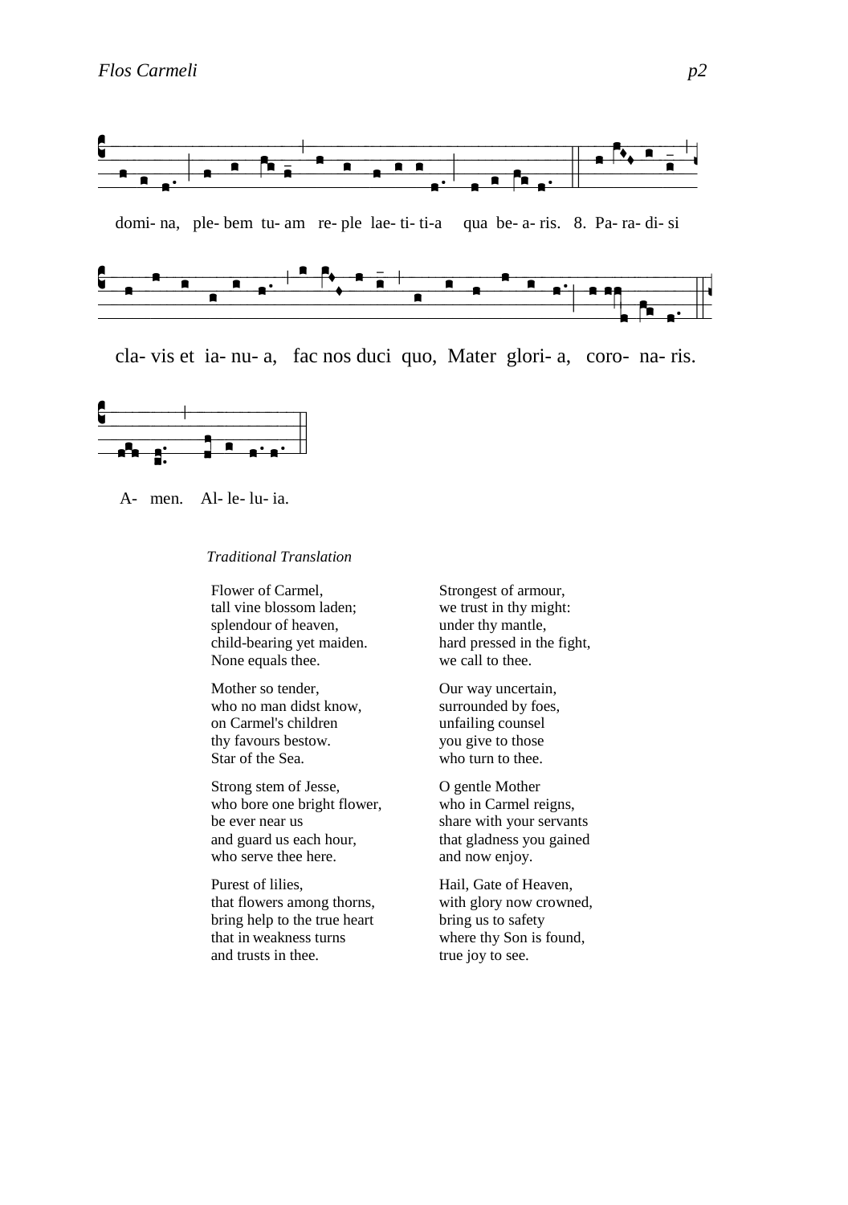domi- na, ple- bem tu- am re- ple lae- ti- ti-a qua be- a- ris. 8. Pa- ra- di- si

cla- vis et ia- nu- a, fac nos duci quo, Mater glori- a, coro- na- ris.

A- men. Al- le- lu- ia.

*Traditional Translation*

Flower of Carmel,
tall vine blossom laden;
splendour of heaven,
child-bearing yet maiden.
None equals thee.

Mother so tender,
who no man didst know,
on Carmel's children
thy favours bestow.
Star of the Sea.

Strong stem of Jesse,
who bore one bright flower,
be ever near us
and guard us each hour,
who serve thee here.

Purest of lilies,
that flowers among thorns,
bring help to the true heart
that in weakness turns
and trusts in thee.

Strongest of armour,
we trust in thy might:
under thy mantle,
hard pressed in the fight,
we call to thee.

Our way uncertain,
surrounded by foes,
unfailing counsel
you give to those
who turn to thee.

O gentle Mother
who in Carmel reigns,
share with your servants
that gladness you gained
and now enjoy.

Hail, Gate of Heaven,
with glory now crowned,
bring us to safety
where thy Son is found,
true joy to see.